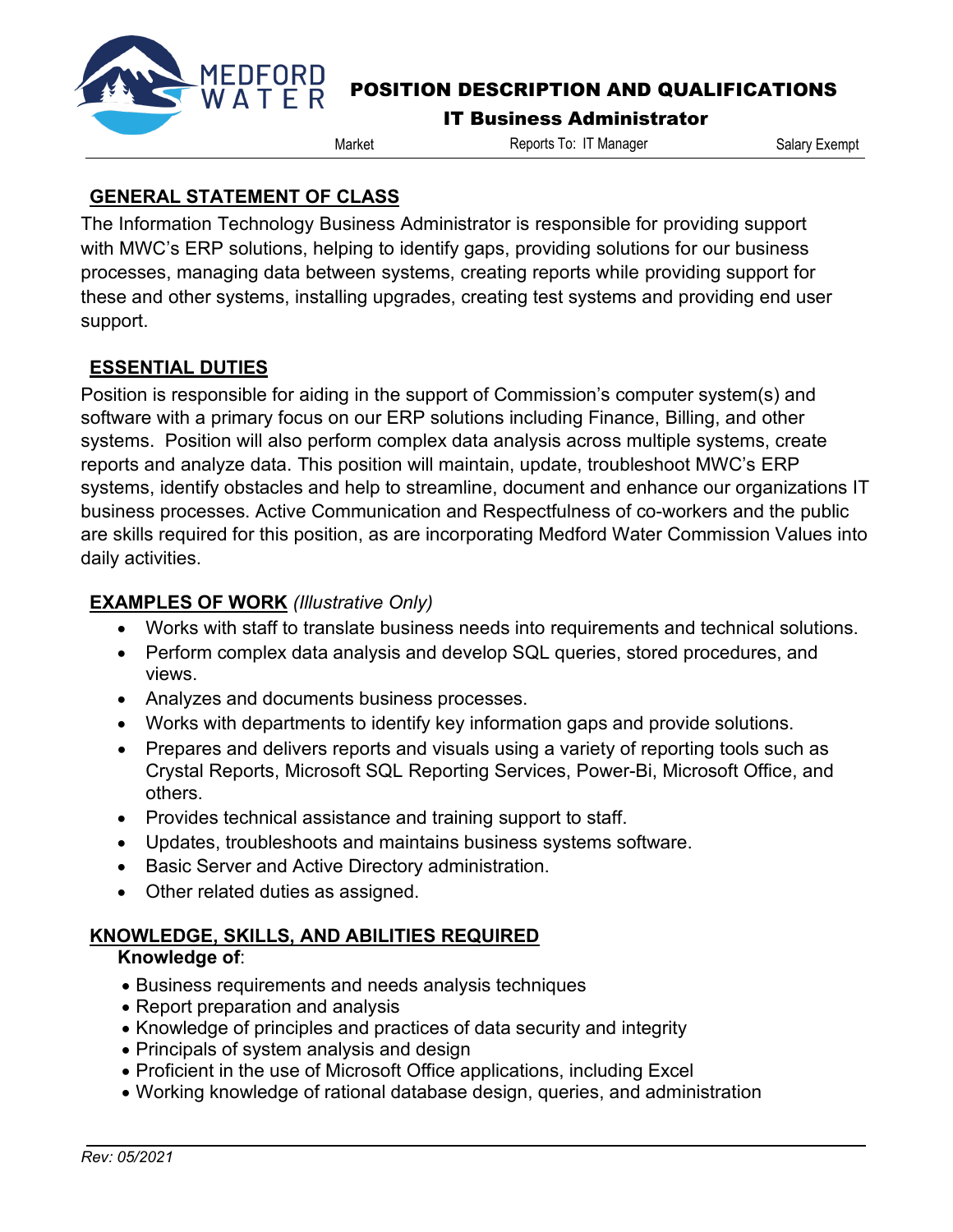MEDFORD WATER

# POSITION DESCRIPTION AND QUALIFICATIONS

## IT Business Administrator

Market | Reports To: IT Manager | Salary Exempt

## GENERAL STATEMENT OF CLASS

The Information Technology Business Administrator is responsible for providing support with MWC's ERP solutions, helping to identify gaps, providing solutions for our business processes, managing data between systems, creating reports while providing support for these and other systems, installing upgrades, creating test systems and providing end user support.

## ESSENTIAL DUTIES

Position is responsible for aiding in the support of Commission's computer system(s) and software with a primary focus on our ERP solutions including Finance, Billing, and other systems. Position will also perform complex data analysis across multiple systems, create reports and analyze data. This position will maintain, update, troubleshoot MWC's ERP systems, identify obstacles and help to streamline, document and enhance our organizations IT business processes. Active Communication and Respectfulness of co-workers and the public are skills required for this position, as are incorporating Medford Water Commission Values into daily activities.

## EXAMPLES OF WORK *(Illustrative Only)*

- Works with staff to translate business needs into requirements and technical solutions.
- Perform complex data analysis and develop SQL queries, stored procedures, and views.
- Analyzes and documents business processes.
- Works with departments to identify key information gaps and provide solutions.
- Prepares and delivers reports and visuals using a variety of reporting tools such as Crystal Reports, Microsoft SQL Reporting Services, Power-Bi, Microsoft Office, and others.
- Provides technical assistance and training support to staff.
- Updates, troubleshoots and maintains business systems software.
- Basic Server and Active Directory administration.
- Other related duties as assigned.

## KNOWLEDGE, SKILLS, AND ABILITIES REQUIRED

**Knowledge of**:

- Business requirements and needs analysis techniques
- Report preparation and analysis
- Knowledge of principles and practices of data security and integrity
- Principals of system analysis and design
- Proficient in the use of Microsoft Office applications, including Excel
- Working knowledge of rational database design, queries, and administration

*Rev: 05/2021*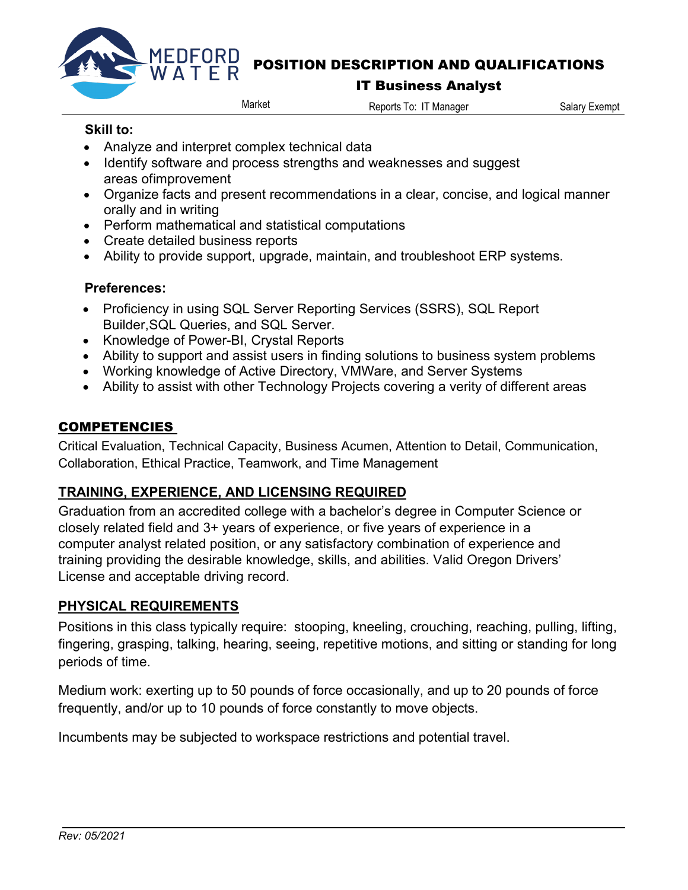**Skill to:**

- Analyze and interpret complex technical data
- Identify software and process strengths and weaknesses and suggest areas ofimprovement
- Organize facts and present recommendations in a clear, concise, and logical manner orally and in writing
- Perform mathematical and statistical computations
- Create detailed business reports
- Ability to provide support, upgrade, maintain, and troubleshoot ERP systems.

**Preferences:**

- Proficiency in using SQL Server Reporting Services (SSRS), SQL Report Builder,SQL Queries, and SQL Server.
- Knowledge of Power-BI, Crystal Reports
- Ability to support and assist users in finding solutions to business system problems
- Working knowledge of Active Directory, VMWare, and Server Systems
- Ability to assist with other Technology Projects covering a verity of different areas

## COMPETENCIES

Critical Evaluation, Technical Capacity, Business Acumen, Attention to Detail, Communication, Collaboration, Ethical Practice, Teamwork, and Time Management

## TRAINING, EXPERIENCE, AND LICENSING REQUIRED

Graduation from an accredited college with a bachelor's degree in Computer Science or closely related field and 3+ years of experience, or five years of experience in a computer analyst related position, or any satisfactory combination of experience and training providing the desirable knowledge, skills, and abilities. Valid Oregon Drivers' License and acceptable driving record.

## PHYSICAL REQUIREMENTS

Positions in this class typically require: stooping, kneeling, crouching, reaching, pulling, lifting, fingering, grasping, talking, hearing, seeing, repetitive motions, and sitting or standing for long periods of time.

Medium work: exerting up to 50 pounds of force occasionally, and up to 20 pounds of force frequently, and/or up to 10 pounds of force constantly to move objects.

Incumbents may be subjected to workspace restrictions and potential travel.